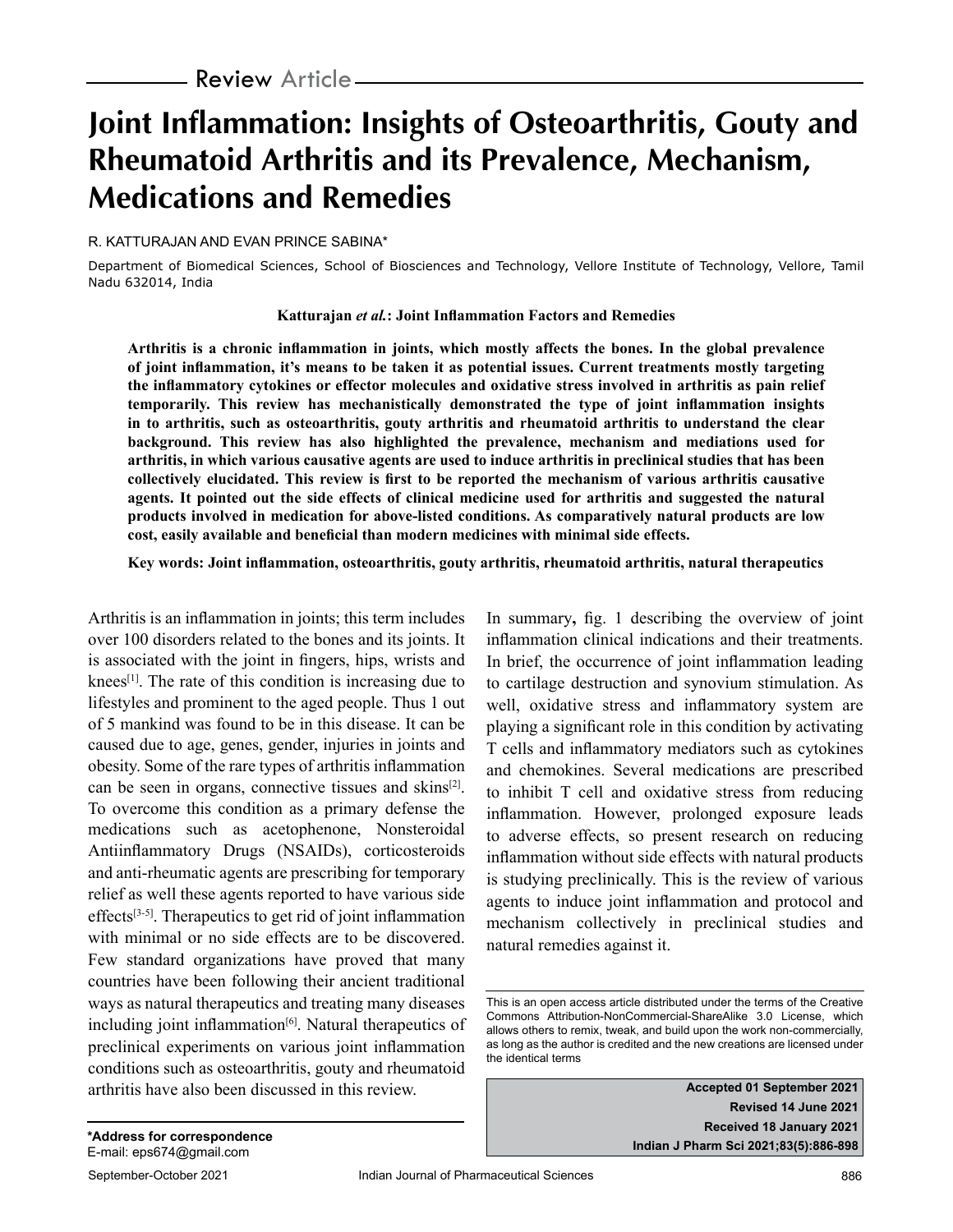Review Article

# Joint Inflammation: Insights of Osteoarthritis, Gouty and Rheumatoid Arthritis and its Prevalence, Mechanism, Medications and Remedies

R. KATTURAJAN AND EVAN PRINCE SABINA*

Department of Biomedical Sciences, School of Biosciences and Technology, Vellore Institute of Technology, Vellore, Tamil Nadu 632014, India

**Katturajan *et al.*: Joint Inflammation Factors and Remedies**

**Arthritis is a chronic inflammation in joints, which mostly affects the bones. In the global prevalence of joint inflammation, it's means to be taken it as potential issues. Current treatments mostly targeting the inflammatory cytokines or effector molecules and oxidative stress involved in arthritis as pain relief temporarily. This review has mechanistically demonstrated the type of joint inflammation insights in to arthritis, such as osteoarthritis, gouty arthritis and rheumatoid arthritis to understand the clear background. This review has also highlighted the prevalence, mechanism and mediations used for arthritis, in which various causative agents are used to induce arthritis in preclinical studies that has been collectively elucidated. This review is first to be reported the mechanism of various arthritis causative agents. It pointed out the side effects of clinical medicine used for arthritis and suggested the natural products involved in medication for above-listed conditions. As comparatively natural products are low cost, easily available and beneficial than modern medicines with minimal side effects.**

**Key words: Joint inflammation, osteoarthritis, gouty arthritis, rheumatoid arthritis, natural therapeutics**

Arthritis is an inflammation in joints; this term includes over 100 disorders related to the bones and its joints. It is associated with the joint in fingers, hips, wrists and knees[1]. The rate of this condition is increasing due to lifestyles and prominent to the aged people. Thus 1 out of 5 mankind was found to be in this disease. It can be caused due to age, genes, gender, injuries in joints and obesity. Some of the rare types of arthritis inflammation can be seen in organs, connective tissues and skins[2]. To overcome this condition as a primary defense the medications such as acetophenone, Nonsteroidal Antiinflammatory Drugs (NSAIDs), corticosteroids and anti-rheumatic agents are prescribing for temporary relief as well these agents reported to have various side effects[3-5]. Therapeutics to get rid of joint inflammation with minimal or no side effects are to be discovered. Few standard organizations have proved that many countries have been following their ancient traditional ways as natural therapeutics and treating many diseases including joint inflammation[6]. Natural therapeutics of preclinical experiments on various joint inflammation conditions such as osteoarthritis, gouty and rheumatoid arthritis have also been discussed in this review.

In summary**,** fig. 1 describing the overview of joint inflammation clinical indications and their treatments. In brief, the occurrence of joint inflammation leading to cartilage destruction and synovium stimulation. As well, oxidative stress and inflammatory system are playing a significant role in this condition by activating T cells and inflammatory mediators such as cytokines and chemokines. Several medications are prescribed to inhibit T cell and oxidative stress from reducing inflammation. However, prolonged exposure leads to adverse effects, so present research on reducing inflammation without side effects with natural products is studying preclinically. This is the review of various agents to induce joint inflammation and protocol and mechanism collectively in preclinical studies and natural remedies against it.

This is an open access article distributed under the terms of the Creative Commons Attribution-NonCommercial-ShareAlike 3.0 License, which allows others to remix, tweak, and build upon the work non-commercially, as long as the author is credited and the new creations are licensed under the identical terms

**Accepted 01 September 2021**
**Revised 14 June 2021**
**Received 18 January 2021**
**Indian J Pharm Sci 2021;83(5):886-898**

***Address for correspondence**
E-mail: eps674@gmail.com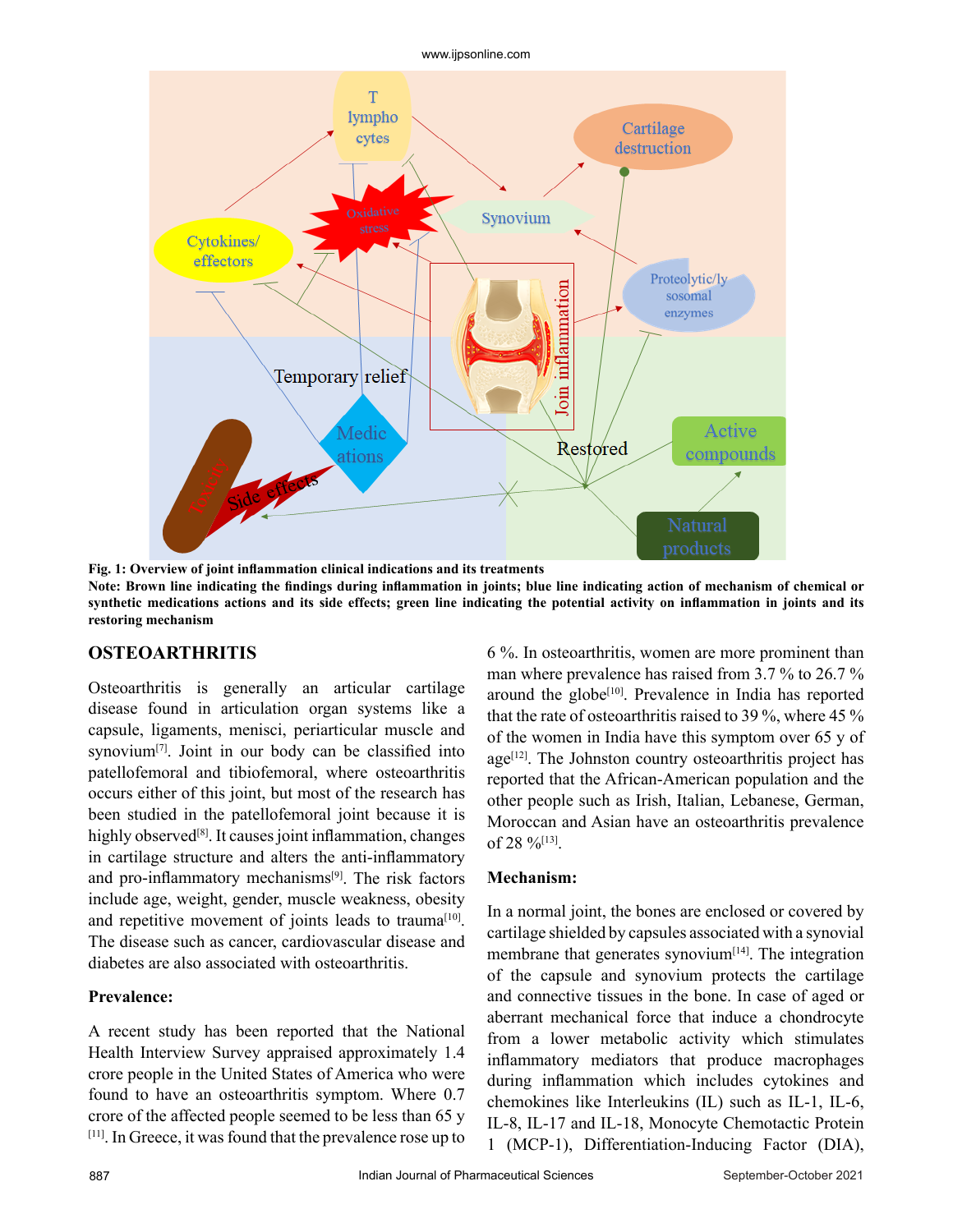Fig. 1: Overview of joint inflammation clinical indications and its treatments

Note: Brown line indicating the findings during inflammation in joints; blue line indicating action of mechanism of chemical or synthetic medications actions and its side effects; green line indicating the potential activity on inflammation in joints and its restoring mechanism

## OSTEOARTHRITIS

Osteoarthritis is generally an articular cartilage disease found in articulation organ systems like a capsule, ligaments, menisci, periarticular muscle and synovium[7]. Joint in our body can be classified into patellofemoral and tibiofemoral, where osteoarthritis occurs either of this joint, but most of the research has been studied in the patellofemoral joint because it is highly observed[8]. It causes joint inflammation, changes in cartilage structure and alters the anti-inflammatory and pro-inflammatory mechanisms[9]. The risk factors include age, weight, gender, muscle weakness, obesity and repetitive movement of joints leads to trauma[10]. The disease such as cancer, cardiovascular disease and diabetes are also associated with osteoarthritis.

### Prevalence:

A recent study has been reported that the National Health Interview Survey appraised approximately 1.4 crore people in the United States of America who were found to have an osteoarthritis symptom. Where 0.7 crore of the affected people seemed to be less than 65 y [11]. In Greece, it was found that the prevalence rose up to 6 %. In osteoarthritis, women are more prominent than man where prevalence has raised from 3.7 % to 26.7 % around the globe[10]. Prevalence in India has reported that the rate of osteoarthritis raised to 39 %, where 45 % of the women in India have this symptom over 65 y of age[12]. The Johnston country osteoarthritis project has reported that the African-American population and the other people such as Irish, Italian, Lebanese, German, Moroccan and Asian have an osteoarthritis prevalence of 28 %[13].

### Mechanism:

In a normal joint, the bones are enclosed or covered by cartilage shielded by capsules associated with a synovial membrane that generates synovium[14]. The integration of the capsule and synovium protects the cartilage and connective tissues in the bone. In case of aged or aberrant mechanical force that induce a chondrocyte from a lower metabolic activity which stimulates inflammatory mediators that produce macrophages during inflammation which includes cytokines and chemokines like Interleukins (IL) such as IL-1, IL-6, IL-8, IL-17 and IL-18, Monocyte Chemotactic Protein 1 (MCP-1), Differentiation-Inducing Factor (DIA),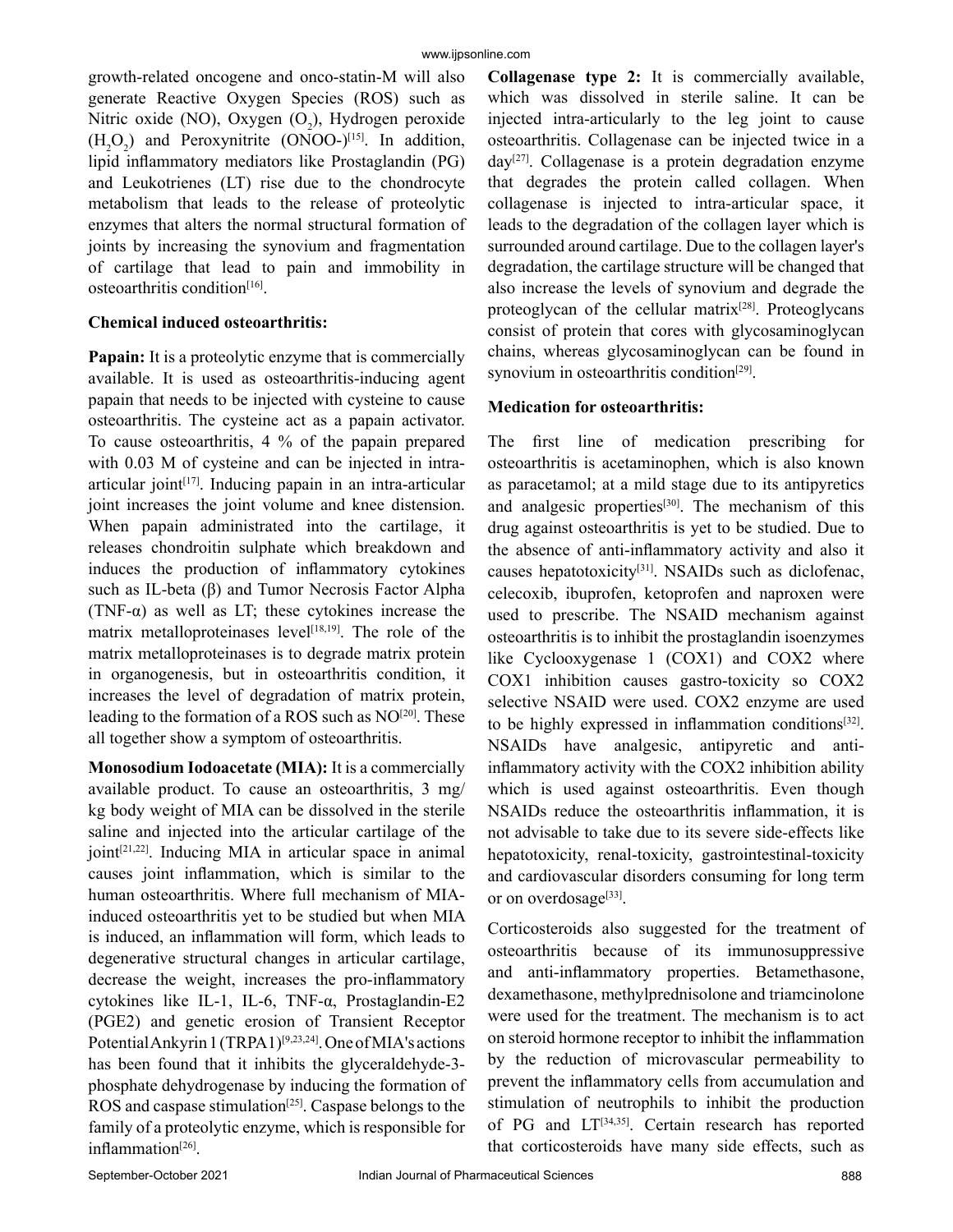growth-related oncogene and onco-statin-M will also generate Reactive Oxygen Species (ROS) such as Nitric oxide (NO), Oxygen ($O_2$), Hydrogen peroxide ($H_2O_2$) and Peroxynitrite (ONOO-)[15]. In addition, lipid inflammatory mediators like Prostaglandin (PG) and Leukotrienes (LT) rise due to the chondrocyte metabolism that leads to the release of proteolytic enzymes that alters the normal structural formation of joints by increasing the synovium and fragmentation of cartilage that lead to pain and immobility in osteoarthritis condition[16].

**Chemical induced osteoarthritis:**

**Papain:** It is a proteolytic enzyme that is commercially available. It is used as osteoarthritis-inducing agent papain that needs to be injected with cysteine to cause osteoarthritis. The cysteine act as a papain activator. To cause osteoarthritis, 4 % of the papain prepared with 0.03 M of cysteine and can be injected in intra-articular joint[17]. Inducing papain in an intra-articular joint increases the joint volume and knee distension. When papain administrated into the cartilage, it releases chondroitin sulphate which breakdown and induces the production of inflammatory cytokines such as IL-beta (β) and Tumor Necrosis Factor Alpha (TNF-α) as well as LT; these cytokines increase the matrix metalloproteinases level[18,19]. The role of the matrix metalloproteinases is to degrade matrix protein in organogenesis, but in osteoarthritis condition, it increases the level of degradation of matrix protein, leading to the formation of a ROS such as NO[20]. These all together show a symptom of osteoarthritis.

**Monosodium Iodoacetate (MIA):** It is a commercially available product. To cause an osteoarthritis, 3 mg/kg body weight of MIA can be dissolved in the sterile saline and injected into the articular cartilage of the joint[21,22]. Inducing MIA in articular space in animal causes joint inflammation, which is similar to the human osteoarthritis. Where full mechanism of MIA-induced osteoarthritis yet to be studied but when MIA is induced, an inflammation will form, which leads to degenerative structural changes in articular cartilage, decrease the weight, increases the pro-inflammatory cytokines like IL-1, IL-6, TNF-α, Prostaglandin-E2 (PGE2) and genetic erosion of Transient Receptor Potential Ankyrin 1 (TRPA1)[9,23,24]. One of MIA's actions has been found that it inhibits the glyceraldehyde-3-phosphate dehydrogenase by inducing the formation of ROS and caspase stimulation[25]. Caspase belongs to the family of a proteolytic enzyme, which is responsible for inflammation[26].

**Collagenase type 2:** It is commercially available, which was dissolved in sterile saline. It can be injected intra-articularly to the leg joint to cause osteoarthritis. Collagenase can be injected twice in a day[27]. Collagenase is a protein degradation enzyme that degrades the protein called collagen. When collagenase is injected to intra-articular space, it leads to the degradation of the collagen layer which is surrounded around cartilage. Due to the collagen layer's degradation, the cartilage structure will be changed that also increase the levels of synovium and degrade the proteoglycan of the cellular matrix[28]. Proteoglycans consist of protein that cores with glycosaminoglycan chains, whereas glycosaminoglycan can be found in synovium in osteoarthritis condition[29].

**Medication for osteoarthritis:**

The first line of medication prescribing for osteoarthritis is acetaminophen, which is also known as paracetamol; at a mild stage due to its antipyretics and analgesic properties[30]. The mechanism of this drug against osteoarthritis is yet to be studied. Due to the absence of anti-inflammatory activity and also it causes hepatotoxicity[31]. NSAIDs such as diclofenac, celecoxib, ibuprofen, ketoprofen and naproxen were used to prescribe. The NSAID mechanism against osteoarthritis is to inhibit the prostaglandin isoenzymes like Cyclooxygenase 1 (COX1) and COX2 where COX1 inhibition causes gastro-toxicity so COX2 selective NSAID were used. COX2 enzyme are used to be highly expressed in inflammation conditions[32]. NSAIDs have analgesic, antipyretic and anti-inflammatory activity with the COX2 inhibition ability which is used against osteoarthritis. Even though NSAIDs reduce the osteoarthritis inflammation, it is not advisable to take due to its severe side-effects like hepatotoxicity, renal-toxicity, gastrointestinal-toxicity and cardiovascular disorders consuming for long term or on overdosage[33].

Corticosteroids also suggested for the treatment of osteoarthritis because of its immunosuppressive and anti-inflammatory properties. Betamethasone, dexamethasone, methylprednisolone and triamcinolone were used for the treatment. The mechanism is to act on steroid hormone receptor to inhibit the inflammation by the reduction of microvascular permeability to prevent the inflammatory cells from accumulation and stimulation of neutrophils to inhibit the production of PG and LT[34,35]. Certain research has reported that corticosteroids have many side effects, such as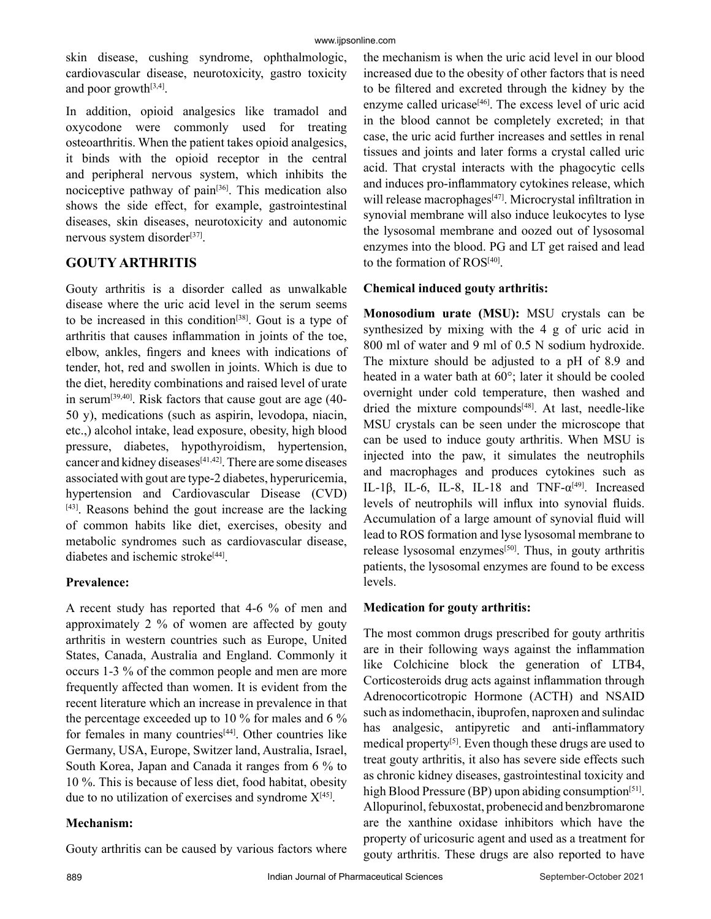skin disease, cushing syndrome, ophthalmologic, cardiovascular disease, neurotoxicity, gastro toxicity and poor growth[3,4].

In addition, opioid analgesics like tramadol and oxycodone were commonly used for treating osteoarthritis. When the patient takes opioid analgesics, it binds with the opioid receptor in the central and peripheral nervous system, which inhibits the nociceptive pathway of pain[36]. This medication also shows the side effect, for example, gastrointestinal diseases, skin diseases, neurotoxicity and autonomic nervous system disorder[37].

## GOUTY ARTHRITIS

Gouty arthritis is a disorder called as unwalkable disease where the uric acid level in the serum seems to be increased in this condition[38]. Gout is a type of arthritis that causes inflammation in joints of the toe, elbow, ankles, fingers and knees with indications of tender, hot, red and swollen in joints. Which is due to the diet, heredity combinations and raised level of urate in serum[39,40]. Risk factors that cause gout are age (40-50 y), medications (such as aspirin, levodopa, niacin, etc.,) alcohol intake, lead exposure, obesity, high blood pressure, diabetes, hypothyroidism, hypertension, cancer and kidney diseases[41,42]. There are some diseases associated with gout are type-2 diabetes, hyperuricemia, hypertension and Cardiovascular Disease (CVD) [43]. Reasons behind the gout increase are the lacking of common habits like diet, exercises, obesity and metabolic syndromes such as cardiovascular disease, diabetes and ischemic stroke[44].

### Prevalence:

A recent study has reported that 4-6 % of men and approximately 2 % of women are affected by gouty arthritis in western countries such as Europe, United States, Canada, Australia and England. Commonly it occurs 1-3 % of the common people and men are more frequently affected than women. It is evident from the recent literature which an increase in prevalence in that the percentage exceeded up to 10 % for males and 6 % for females in many countries[44]. Other countries like Germany, USA, Europe, Switzer land, Australia, Israel, South Korea, Japan and Canada it ranges from 6 % to 10 %. This is because of less diet, food habitat, obesity due to no utilization of exercises and syndrome X[45].

### Mechanism:

Gouty arthritis can be caused by various factors where the mechanism is when the uric acid level in our blood increased due to the obesity of other factors that is need to be filtered and excreted through the kidney by the enzyme called uricase[46]. The excess level of uric acid in the blood cannot be completely excreted; in that case, the uric acid further increases and settles in renal tissues and joints and later forms a crystal called uric acid. That crystal interacts with the phagocytic cells and induces pro-inflammatory cytokines release, which will release macrophages[47]. Microcrystal infiltration in synovial membrane will also induce leukocytes to lyse the lysosomal membrane and oozed out of lysosomal enzymes into the blood. PG and LT get raised and lead to the formation of ROS[40].

### Chemical induced gouty arthritis:

**Monosodium urate (MSU):** MSU crystals can be synthesized by mixing with the 4 g of uric acid in 800 ml of water and 9 ml of 0.5 N sodium hydroxide. The mixture should be adjusted to a pH of 8.9 and heated in a water bath at 60°; later it should be cooled overnight under cold temperature, then washed and dried the mixture compounds[48]. At last, needle-like MSU crystals can be seen under the microscope that can be used to induce gouty arthritis. When MSU is injected into the paw, it simulates the neutrophils and macrophages and produces cytokines such as IL-1β, IL-6, IL-8, IL-18 and TNF-α[49]. Increased levels of neutrophils will influx into synovial fluids. Accumulation of a large amount of synovial fluid will lead to ROS formation and lyse lysosomal membrane to release lysosomal enzymes[50]. Thus, in gouty arthritis patients, the lysosomal enzymes are found to be excess levels.

### Medication for gouty arthritis:

The most common drugs prescribed for gouty arthritis are in their following ways against the inflammation like Colchicine block the generation of LTB4, Corticosteroids drug acts against inflammation through Adrenocorticotropic Hormone (ACTH) and NSAID such as indomethacin, ibuprofen, naproxen and sulindac has analgesic, antipyretic and anti-inflammatory medical property[5]. Even though these drugs are used to treat gouty arthritis, it also has severe side effects such as chronic kidney diseases, gastrointestinal toxicity and high Blood Pressure (BP) upon abiding consumption[51]. Allopurinol, febuxostat, probenecid and benzbromarone are the xanthine oxidase inhibitors which have the property of uricosuric agent and used as a treatment for gouty arthritis. These drugs are also reported to have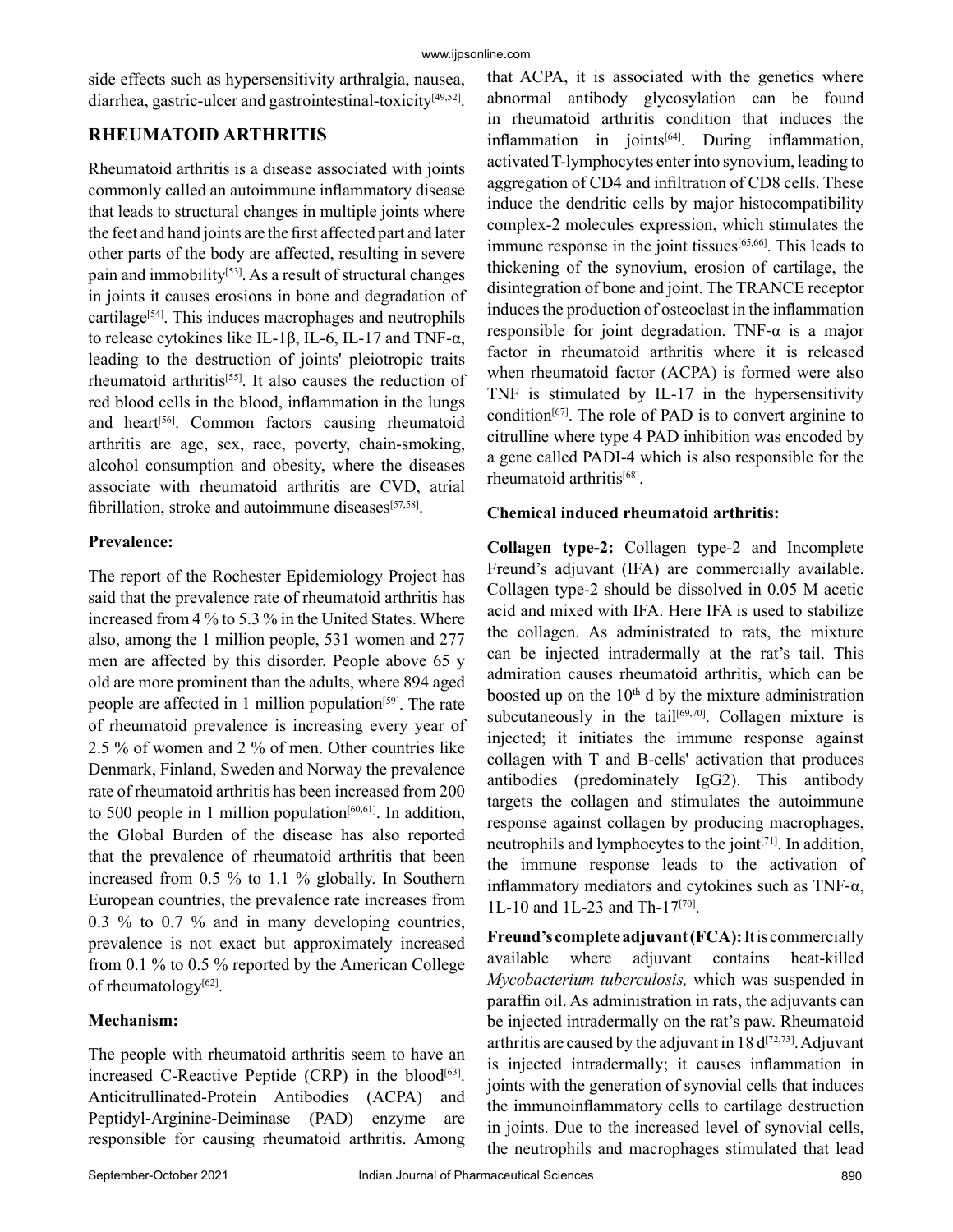side effects such as hypersensitivity arthralgia, nausea, diarrhea, gastric-ulcer and gastrointestinal-toxicity[49,52].

## RHEUMATOID ARTHRITIS

Rheumatoid arthritis is a disease associated with joints commonly called an autoimmune inflammatory disease that leads to structural changes in multiple joints where the feet and hand joints are the first affected part and later other parts of the body are affected, resulting in severe pain and immobility[53]. As a result of structural changes in joints it causes erosions in bone and degradation of cartilage[54]. This induces macrophages and neutrophils to release cytokines like IL-1β, IL-6, IL-17 and TNF-α, leading to the destruction of joints' pleiotropic traits rheumatoid arthritis[55]. It also causes the reduction of red blood cells in the blood, inflammation in the lungs and heart[56]. Common factors causing rheumatoid arthritis are age, sex, race, poverty, chain-smoking, alcohol consumption and obesity, where the diseases associate with rheumatoid arthritis are CVD, atrial fibrillation, stroke and autoimmune diseases[57,58].

**Prevalence:**

The report of the Rochester Epidemiology Project has said that the prevalence rate of rheumatoid arthritis has increased from 4 % to 5.3 % in the United States. Where also, among the 1 million people, 531 women and 277 men are affected by this disorder. People above 65 y old are more prominent than the adults, where 894 aged people are affected in 1 million population[59]. The rate of rheumatoid prevalence is increasing every year of 2.5 % of women and 2 % of men. Other countries like Denmark, Finland, Sweden and Norway the prevalence rate of rheumatoid arthritis has been increased from 200 to 500 people in 1 million population[60,61]. In addition, the Global Burden of the disease has also reported that the prevalence of rheumatoid arthritis that been increased from 0.5 % to 1.1 % globally. In Southern European countries, the prevalence rate increases from 0.3 % to 0.7 % and in many developing countries, prevalence is not exact but approximately increased from 0.1 % to 0.5 % reported by the American College of rheumatology[62].

**Mechanism:**

The people with rheumatoid arthritis seem to have an increased C-Reactive Peptide (CRP) in the blood[63]. Anticitrullinated-Protein Antibodies (ACPA) and Peptidyl-Arginine-Deiminase (PAD) enzyme are responsible for causing rheumatoid arthritis. Among that ACPA, it is associated with the genetics where abnormal antibody glycosylation can be found in rheumatoid arthritis condition that induces the inflammation in joints[64]. During inflammation, activated T-lymphocytes enter into synovium, leading to aggregation of CD4 and infiltration of CD8 cells. These induce the dendritic cells by major histocompatibility complex-2 molecules expression, which stimulates the immune response in the joint tissues[65,66]. This leads to thickening of the synovium, erosion of cartilage, the disintegration of bone and joint. The TRANCE receptor induces the production of osteoclast in the inflammation responsible for joint degradation. TNF-α is a major factor in rheumatoid arthritis where it is released when rheumatoid factor (ACPA) is formed were also TNF is stimulated by IL-17 in the hypersensitivity condition[67]. The role of PAD is to convert arginine to citrulline where type 4 PAD inhibition was encoded by a gene called PADI-4 which is also responsible for the rheumatoid arthritis[68].

**Chemical induced rheumatoid arthritis:**

**Collagen type-2:** Collagen type-2 and Incomplete Freund's adjuvant (IFA) are commercially available. Collagen type-2 should be dissolved in 0.05 M acetic acid and mixed with IFA. Here IFA is used to stabilize the collagen. As administrated to rats, the mixture can be injected intradermally at the rat's tail. This admiration causes rheumatoid arthritis, which can be boosted up on the 10th d by the mixture administration subcutaneously in the tail[69,70]. Collagen mixture is injected; it initiates the immune response against collagen with T and B-cells' activation that produces antibodies (predominately IgG2). This antibody targets the collagen and stimulates the autoimmune response against collagen by producing macrophages, neutrophils and lymphocytes to the joint[71]. In addition, the immune response leads to the activation of inflammatory mediators and cytokines such as TNF-α, 1L-10 and 1L-23 and Th-17[70].

**Freund's complete adjuvant (FCA):** It is commercially available where adjuvant contains heat-killed *Mycobacterium tuberculosis,* which was suspended in paraffin oil. As administration in rats, the adjuvants can be injected intradermally on the rat's paw. Rheumatoid arthritis are caused by the adjuvant in 18 d[72,73]. Adjuvant is injected intradermally; it causes inflammation in joints with the generation of synovial cells that induces the immunoinflammatory cells to cartilage destruction in joints. Due to the increased level of synovial cells, the neutrophils and macrophages stimulated that lead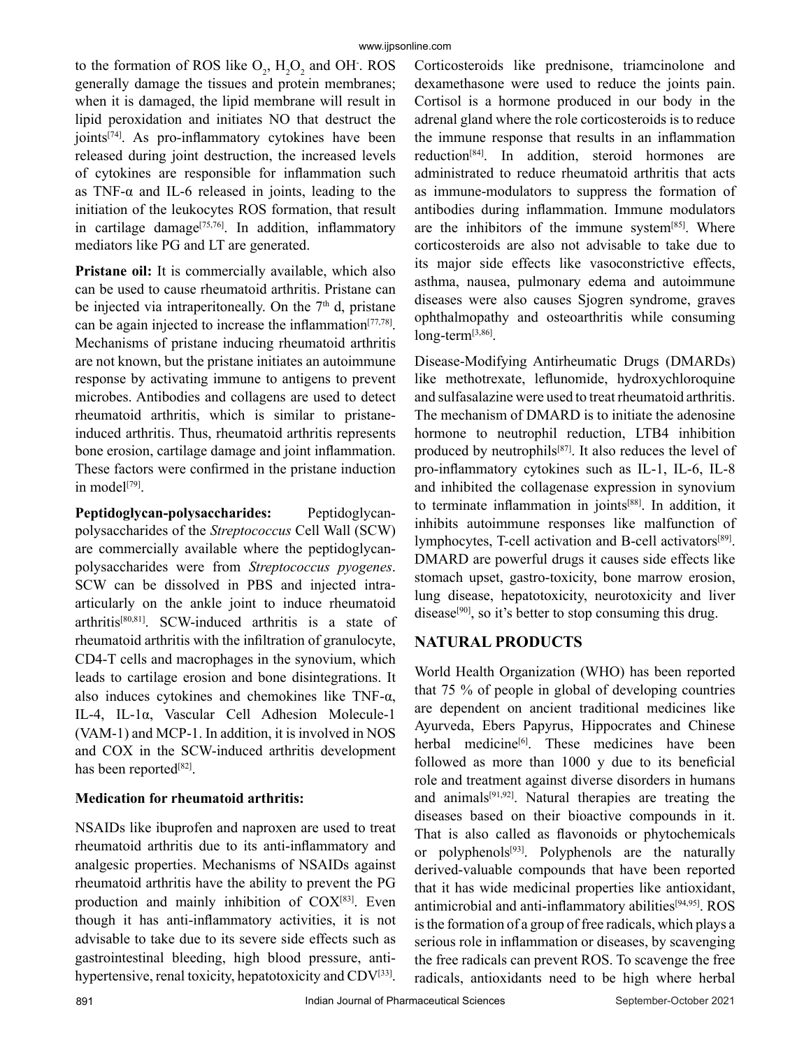to the formation of ROS like $O_2$, $H_2O_2$ and $OH^-$. ROS generally damage the tissues and protein membranes; when it is damaged, the lipid membrane will result in lipid peroxidation and initiates NO that destruct the joints[74]. As pro-inflammatory cytokines have been released during joint destruction, the increased levels of cytokines are responsible for inflammation such as TNF-α and IL-6 released in joints, leading to the initiation of the leukocytes ROS formation, that result in cartilage damage[75,76]. In addition, inflammatory mediators like PG and LT are generated.

**Pristane oil:** It is commercially available, which also can be used to cause rheumatoid arthritis. Pristane can be injected via intraperitoneally. On the 7th d, pristane can be again injected to increase the inflammation[77,78]. Mechanisms of pristane inducing rheumatoid arthritis are not known, but the pristane initiates an autoimmune response by activating immune to antigens to prevent microbes. Antibodies and collagens are used to detect rheumatoid arthritis, which is similar to pristane-induced arthritis. Thus, rheumatoid arthritis represents bone erosion, cartilage damage and joint inflammation. These factors were confirmed in the pristane induction in model[79].

**Peptidoglycan-polysaccharides:** Peptidoglycan-polysaccharides of the *Streptococcus* Cell Wall (SCW) are commercially available where the peptidoglycan-polysaccharides were from *Streptococcus pyogenes*. SCW can be dissolved in PBS and injected intra-articularly on the ankle joint to induce rheumatoid arthritis[80,81]. SCW-induced arthritis is a state of rheumatoid arthritis with the infiltration of granulocyte, CD4-T cells and macrophages in the synovium, which leads to cartilage erosion and bone disintegrations. It also induces cytokines and chemokines like TNF-α, IL-4, IL-1α, Vascular Cell Adhesion Molecule-1 (VAM-1) and MCP-1. In addition, it is involved in NOS and COX in the SCW-induced arthritis development has been reported[82].

### Medication for rheumatoid arthritis:

NSAIDs like ibuprofen and naproxen are used to treat rheumatoid arthritis due to its anti-inflammatory and analgesic properties. Mechanisms of NSAIDs against rheumatoid arthritis have the ability to prevent the PG production and mainly inhibition of COX[83]. Even though it has anti-inflammatory activities, it is not advisable to take due to its severe side effects such as gastrointestinal bleeding, high blood pressure, anti-hypertensive, renal toxicity, hepatotoxicity and CDV[33]. Corticosteroids like prednisone, triamcinolone and dexamethasone were used to reduce the joints pain. Cortisol is a hormone produced in our body in the adrenal gland where the role corticosteroids is to reduce the immune response that results in an inflammation reduction[84]. In addition, steroid hormones are administrated to reduce rheumatoid arthritis that acts as immune-modulators to suppress the formation of antibodies during inflammation. Immune modulators are the inhibitors of the immune system[85]. Where corticosteroids are also not advisable to take due to its major side effects like vasoconstrictive effects, asthma, nausea, pulmonary edema and autoimmune diseases were also causes Sjogren syndrome, graves ophthalmopathy and osteoarthritis while consuming long-term[3,86].

Disease-Modifying Antirheumatic Drugs (DMARDs) like methotrexate, leflunomide, hydroxychloroquine and sulfasalazine were used to treat rheumatoid arthritis. The mechanism of DMARD is to initiate the adenosine hormone to neutrophil reduction, LTB4 inhibition produced by neutrophils[87]. It also reduces the level of pro-inflammatory cytokines such as IL-1, IL-6, IL-8 and inhibited the collagenase expression in synovium to terminate inflammation in joints[88]. In addition, it inhibits autoimmune responses like malfunction of lymphocytes, T-cell activation and B-cell activators[89]. DMARD are powerful drugs it causes side effects like stomach upset, gastro-toxicity, bone marrow erosion, lung disease, hepatotoxicity, neurotoxicity and liver disease[90], so it's better to stop consuming this drug.

## NATURAL PRODUCTS

World Health Organization (WHO) has been reported that 75 % of people in global of developing countries are dependent on ancient traditional medicines like Ayurveda, Ebers Papyrus, Hippocrates and Chinese herbal medicine[6]. These medicines have been followed as more than 1000 y due to its beneficial role and treatment against diverse disorders in humans and animals[91,92]. Natural therapies are treating the diseases based on their bioactive compounds in it. That is also called as flavonoids or phytochemicals or polyphenols[93]. Polyphenols are the naturally derived-valuable compounds that have been reported that it has wide medicinal properties like antioxidant, antimicrobial and anti-inflammatory abilities[94,95]. ROS is the formation of a group of free radicals, which plays a serious role in inflammation or diseases, by scavenging the free radicals can prevent ROS. To scavenge the free radicals, antioxidants need to be high where herbal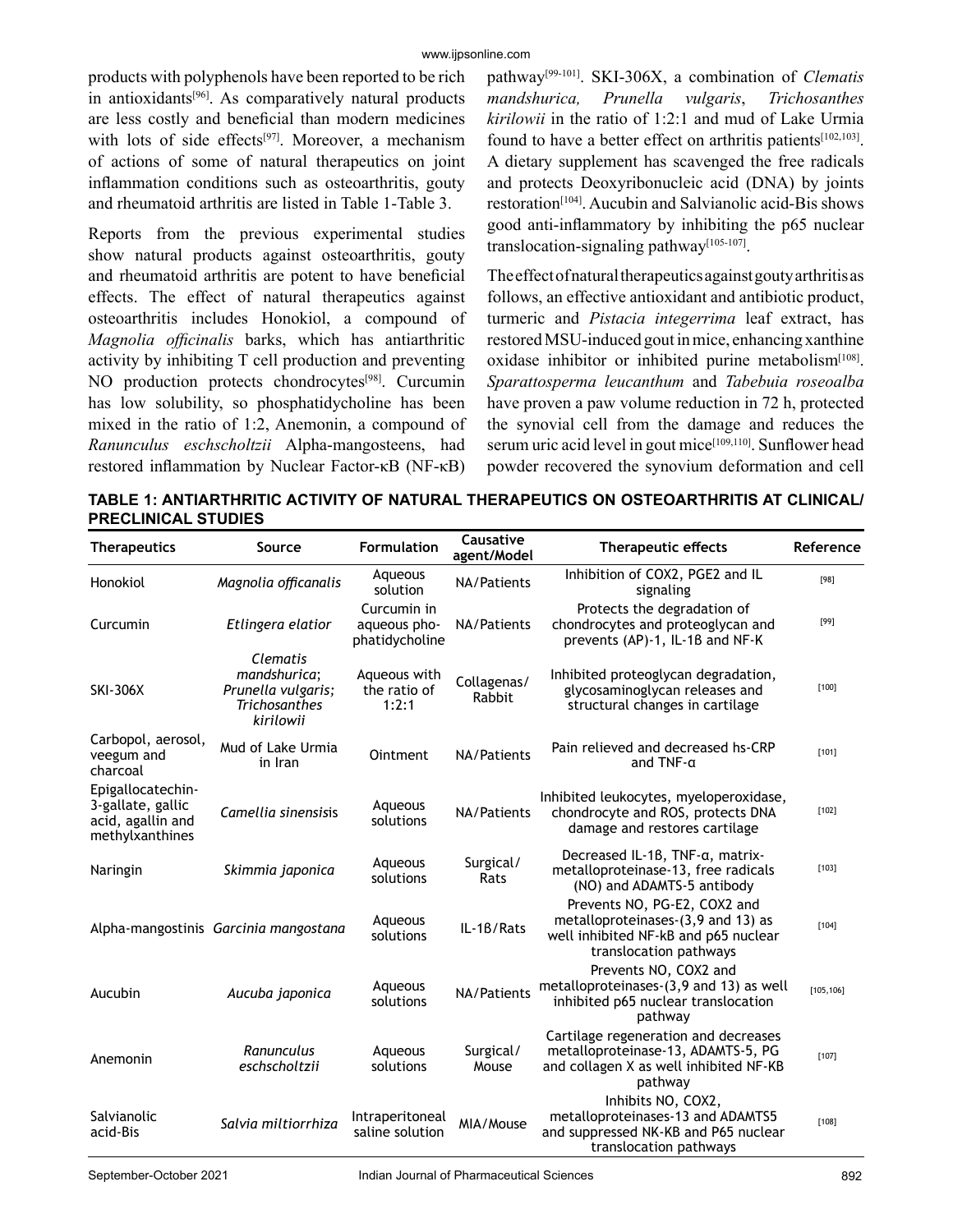products with polyphenols have been reported to be rich in antioxidants[96]. As comparatively natural products are less costly and beneficial than modern medicines with lots of side effects[97]. Moreover, a mechanism of actions of some of natural therapeutics on joint inflammation conditions such as osteoarthritis, gouty and rheumatoid arthritis are listed in Table 1-Table 3.

Reports from the previous experimental studies show natural products against osteoarthritis, gouty and rheumatoid arthritis are potent to have beneficial effects. The effect of natural therapeutics against osteoarthritis includes Honokiol, a compound of *Magnolia officinalis* barks, which has antiarthritic activity by inhibiting T cell production and preventing NO production protects chondrocytes[98]. Curcumin has low solubility, so phosphatidycholine has been mixed in the ratio of 1:2, Anemonin, a compound of *Ranunculus eschscholtzii* Alpha-mangosteens, had restored inflammation by Nuclear Factor-κB (NF-κB) pathway[99-101]. SKI-306X, a combination of *Clematis mandshurica, Prunella vulgaris*, *Trichosanthes kirilowii* in the ratio of 1:2:1 and mud of Lake Urmia found to have a better effect on arthritis patients[102,103]. A dietary supplement has scavenged the free radicals and protects Deoxyribonucleic acid (DNA) by joints restoration[104]. Aucubin and Salvianolic acid-Bis shows good anti-inflammatory by inhibiting the p65 nuclear translocation-signaling pathway[105-107].

The effect of natural therapeutics against gouty arthritis as follows, an effective antioxidant and antibiotic product, turmeric and *Pistacia integerrima* leaf extract, has restored MSU-induced gout in mice, enhancing xanthine oxidase inhibitor or inhibited purine metabolism[108]. *Sparattosperma leucanthum* and *Tabebuia roseoalba* have proven a paw volume reduction in 72 h, protected the synovial cell from the damage and reduces the serum uric acid level in gout mice[109,110]. Sunflower head powder recovered the synovium deformation and cell

**TABLE 1: ANTIARTHRITIC ACTIVITY OF NATURAL THERAPEUTICS ON OSTEOARTHRITIS AT CLINICAL/ PRECLINICAL STUDIES**

| Therapeutics | Source | Formulation | Causative agent/Model | Therapeutic effects | Reference |
|---|---|---|---|---|---|
| Honokiol | *Magnolia officanalis* | Aqueous solution | NA/Patients | Inhibition of COX2, PGE2 and IL signaling | [98] |
| Curcumin | *Etlingera elatior* | Curcumin in aqueous pho-phatidycholine | NA/Patients | Protects the degradation of chondrocytes and proteoglycan and prevents (AP)-1, IL-1β and NF-K | [99] |
| SKI-306X | *Clematis mandshurica*; *Prunella vulgaris*; *Trichosanthes kirilowii* | Aqueous with the ratio of 1:2:1 | Collagenas/ Rabbit | Inhibited proteoglycan degradation, glycosaminoglycan releases and structural changes in cartilage | [100] |
| Carbopol, aerosol, veegum and charcoal | Mud of Lake Urmia in Iran | Ointment | NA/Patients | Pain relieved and decreased hs-CRP and TNF-α | [101] |
| Epigallocatechin-3-gallate, gallic acid, agallin and methylxanthines | *Camellia sinensis*is | Aqueous solutions | NA/Patients | Inhibited leukocytes, myeloperoxidase, chondrocyte and ROS, protects DNA damage and restores cartilage | [102] |
| Naringin | *Skimmia japonica* | Aqueous solutions | Surgical/ Rats | Decreased IL-1β, TNF-α, matrix-metalloproteinase-13, free radicals (NO) and ADAMTS-5 antibody | [103] |
| Alpha-mangostinis | *Garcinia mangostana* | Aqueous solutions | IL-1β/Rats | Prevents NO, PG-E2, COX2 and metalloproteinases-(3,9 and 13) as well inhibited NF-kB and p65 nuclear translocation pathways | [104] |
| Aucubin | *Aucuba japonica* | Aqueous solutions | NA/Patients | Prevents NO, COX2 and metalloproteinases-(3,9 and 13) as well inhibited p65 nuclear translocation pathway | [105,106] |
| Anemonin | *Ranunculus eschscholtzii* | Aqueous solutions | Surgical/ Mouse | Cartilage regeneration and decreases metalloproteinase-13, ADAMTS-5, PG and collagen X as well inhibited NF-KB pathway | [107] |
| Salvianolic acid-Bis | *Salvia miltiorrhiza* | Intraperitoneal saline solution | MIA/Mouse | Inhibits NO, COX2, metalloproteinases-13 and ADAMTS5 and suppressed NK-KB and P65 nuclear translocation pathways | [108] |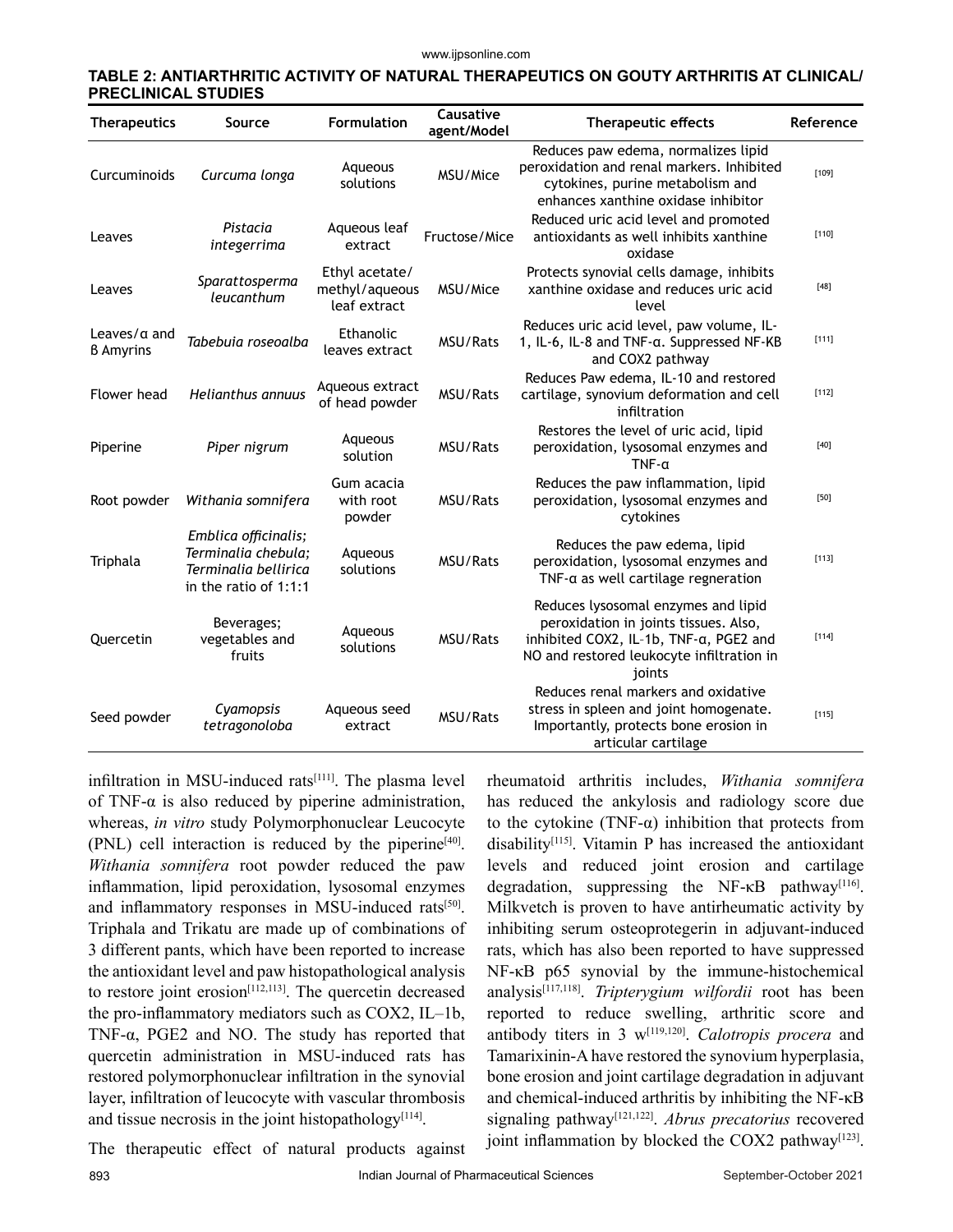**TABLE 2: ANTIARTHRITIC ACTIVITY OF NATURAL THERAPEUTICS ON GOUTY ARTHRITIS AT CLINICAL/PRECLINICAL STUDIES**

| Therapeutics | Source | Formulation | Causative agent/Model | Therapeutic effects | Reference |
|---|---|---|---|---|---|
| Curcuminoids | *Curcuma longa* | Aqueous solutions | MSU/Mice | Reduces paw edema, normalizes lipid peroxidation and renal markers. Inhibited cytokines, purine metabolism and enhances xanthine oxidase inhibitor | [109] |
| Leaves | *Pistacia integerrima* | Aqueous leaf extract | Fructose/Mice | Reduced uric acid level and promoted antioxidants as well inhibits xanthine oxidase | [110] |
| Leaves | *Sparattosperma leucanthum* | Ethyl acetate/ methyl/aqueous leaf extract | MSU/Mice | Protects synovial cells damage, inhibits xanthine oxidase and reduces uric acid level | [48] |
| Leaves/α and β Amyrins | *Tabebuia roseoalba* | Ethanolic leaves extract | MSU/Rats | Reduces uric acid level, paw volume, IL-1, IL-6, IL-8 and TNF-α. Suppressed NF-ΚB and COX2 pathway | [111] |
| Flower head | *Helianthus annuus* | Aqueous extract of head powder | MSU/Rats | Reduces Paw edema, IL-10 and restored cartilage, synovium deformation and cell infiltration | [112] |
| Piperine | *Piper nigrum* | Aqueous solution | MSU/Rats | Restores the level of uric acid, lipid peroxidation, lysosomal enzymes and TNF-α | [40] |
| Root powder | *Withania somnifera* | Gum acacia with root powder | MSU/Rats | Reduces the paw inflammation, lipid peroxidation, lysosomal enzymes and cytokines | [50] |
| Triphala | *Emblica officinalis; Terminalia chebula; Terminalia bellirica* in the ratio of 1:1:1 | Aqueous solutions | MSU/Rats | Reduces the paw edema, lipid peroxidation, lysosomal enzymes and TNF-α as well cartilage regneration | [113] |
| Quercetin | Beverages; vegetables and fruits | Aqueous solutions | MSU/Rats | Reduces lysosomal enzymes and lipid peroxidation in joints tissues. Also, inhibited COX2, IL-1b, TNF-α, PGE2 and NO and restored leukocyte infiltration in joints | [114] |
| Seed powder | *Cyamopsis tetragonoloba* | Aqueous seed extract | MSU/Rats | Reduces renal markers and oxidative stress in spleen and joint homogenate. Importantly, protects bone erosion in articular cartilage | [115] |

infiltration in MSU-induced rats[111]. The plasma level of TNF-α is also reduced by piperine administration, whereas, *in vitro* study Polymorphonuclear Leucocyte (PNL) cell interaction is reduced by the piperine[40]. *Withania somnifera* root powder reduced the paw inflammation, lipid peroxidation, lysosomal enzymes and inflammatory responses in MSU-induced rats[50]. Triphala and Trikatu are made up of combinations of 3 different pants, which have been reported to increase the antioxidant level and paw histopathological analysis to restore joint erosion[112,113]. The quercetin decreased the pro-inflammatory mediators such as COX2, IL–1b, TNF-α, PGE2 and NO. The study has reported that quercetin administration in MSU-induced rats has restored polymorphonuclear infiltration in the synovial layer, infiltration of leucocyte with vascular thrombosis and tissue necrosis in the joint histopathology[114].

The therapeutic effect of natural products against rheumatoid arthritis includes, *Withania somnifera* has reduced the ankylosis and radiology score due to the cytokine (TNF-α) inhibition that protects from disability[115]. Vitamin P has increased the antioxidant levels and reduced joint erosion and cartilage degradation, suppressing the NF-κB pathway[116]. Milkvetch is proven to have antirheumatic activity by inhibiting serum osteoprotegerin in adjuvant-induced rats, which has also been reported to have suppressed NF-κB p65 synovial by the immune-histochemical analysis[117,118]. *Tripterygium wilfordii* root has been reported to reduce swelling, arthritic score and antibody titers in 3 w[119,120]. *Calotropis procera* and Tamarixinin-A have restored the synovium hyperplasia, bone erosion and joint cartilage degradation in adjuvant and chemical-induced arthritis by inhibiting the NF-κB signaling pathway[121,122]. *Abrus precatorius* recovered joint inflammation by blocked the COX2 pathway[123].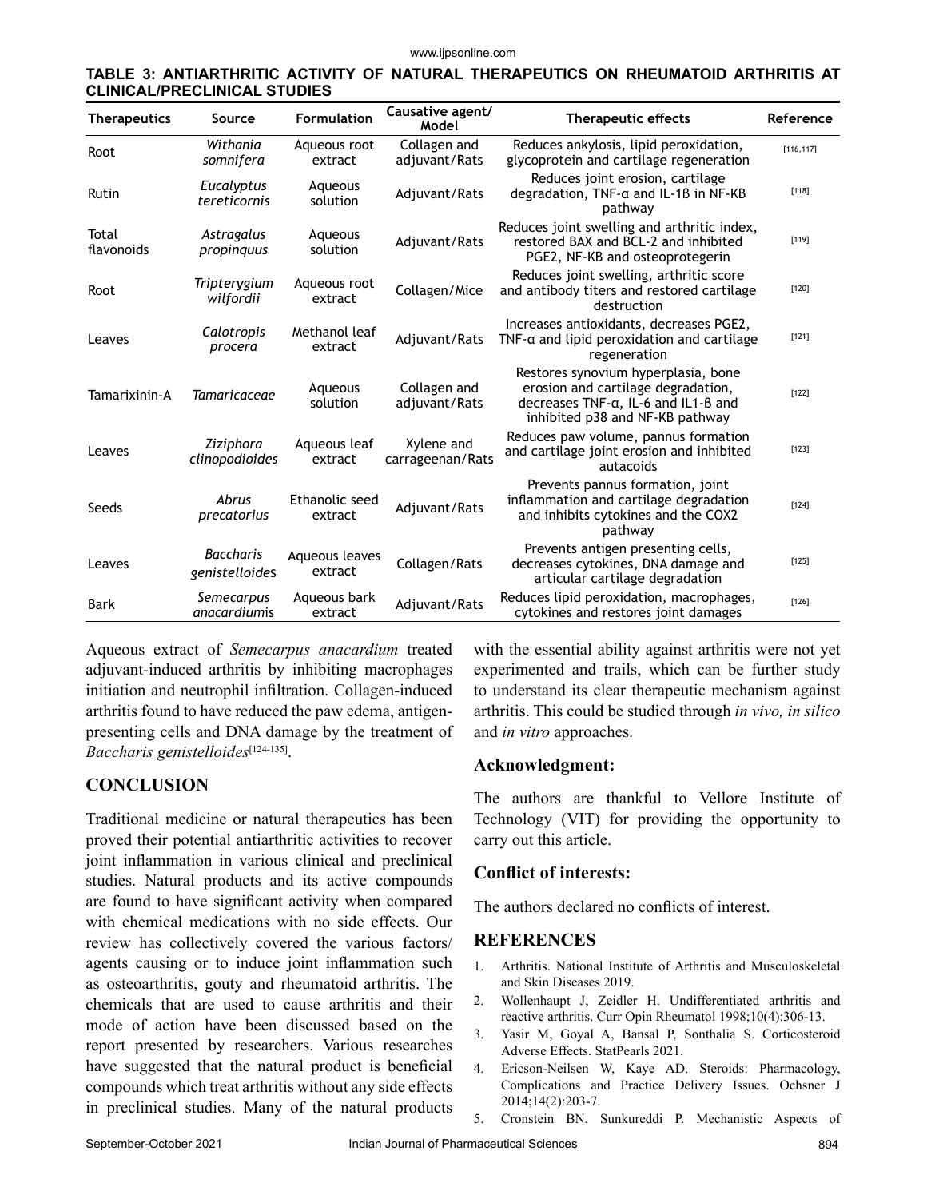**TABLE 3: ANTIARTHRITIC ACTIVITY OF NATURAL THERAPEUTICS ON RHEUMATOID ARTHRITIS AT CLINICAL/PRECLINICAL STUDIES**

| Therapeutics | Source | Formulation | Causative agent/ Model | Therapeutic effects | Reference |
|---|---|---|---|---|---|
| Root | *Withania somnifera* | Aqueous root extract | Collagen and adjuvant/Rats | Reduces ankylosis, lipid peroxidation, glycoprotein and cartilage regeneration | [116,117] |
| Rutin | *Eucalyptus tereticornis* | Aqueous solution | Adjuvant/Rats | Reduces joint erosion, cartilage degradation, TNF-α and IL-1β in NF-KB pathway | [118] |
| Total flavonoids | *Astragalus propinquus* | Aqueous solution | Adjuvant/Rats | Reduces joint swelling and arthritic index, restored BAX and BCL-2 and inhibited PGE2, NF-KB and osteoprotegerin | [119] |
| Root | *Tripterygium wilfordii* | Aqueous root extract | Collagen/Mice | Reduces joint swelling, arthritic score and antibody titers and restored cartilage destruction | [120] |
| Leaves | *Calotropis procera* | Methanol leaf extract | Adjuvant/Rats | Increases antioxidants, decreases PGE2, TNF-α and lipid peroxidation and cartilage regeneration | [121] |
| Tamarixinin-A | *Tamaricaceae* | Aqueous solution | Collagen and adjuvant/Rats | Restores synovium hyperplasia, bone erosion and cartilage degradation, decreases TNF-α, IL-6 and IL1-β and inhibited p38 and NF-KB pathway | [122] |
| Leaves | *Ziziphora clinopodioides* | Aqueous leaf extract | Xylene and carrageenan/Rats | Reduces paw volume, pannus formation and cartilage joint erosion and inhibited autacoids | [123] |
| Seeds | *Abrus precatorius* | Ethanolic seed extract | Adjuvant/Rats | Prevents pannus formation, joint inflammation and cartilage degradation and inhibits cytokines and the COX2 pathway | [124] |
| Leaves | *Baccharis genistelloides* | Aqueous leaves extract | Collagen/Rats | Prevents antigen presenting cells, decreases cytokines, DNA damage and articular cartilage degradation | [125] |
| Bark | *Semecarpus anacardium*is | Aqueous bark extract | Adjuvant/Rats | Reduces lipid peroxidation, macrophages, cytokines and restores joint damages | [126] |

Aqueous extract of *Semecarpus anacardium* treated adjuvant-induced arthritis by inhibiting macrophages initiation and neutrophil infiltration. Collagen-induced arthritis found to have reduced the paw edema, antigen-presenting cells and DNA damage by the treatment of *Baccharis genistelloides*[124-135].

## CONCLUSION

Traditional medicine or natural therapeutics has been proved their potential antiarthritic activities to recover joint inflammation in various clinical and preclinical studies. Natural products and its active compounds are found to have significant activity when compared with chemical medications with no side effects. Our review has collectively covered the various factors/ agents causing or to induce joint inflammation such as osteoarthritis, gouty and rheumatoid arthritis. The chemicals that are used to cause arthritis and their mode of action have been discussed based on the report presented by researchers. Various researches have suggested that the natural product is beneficial compounds which treat arthritis without any side effects in preclinical studies. Many of the natural products with the essential ability against arthritis were not yet experimented and trails, which can be further study to understand its clear therapeutic mechanism against arthritis. This could be studied through *in vivo, in silico* and *in vitro* approaches.

### Acknowledgment:

The authors are thankful to Vellore Institute of Technology (VIT) for providing the opportunity to carry out this article.

### Conflict of interests:

The authors declared no conflicts of interest.

## REFERENCES

1. Arthritis. National Institute of Arthritis and Musculoskeletal and Skin Diseases 2019.
2. Wollenhaupt J, Zeidler H. Undifferentiated arthritis and reactive arthritis. Curr Opin Rheumatol 1998;10(4):306-13.
3. Yasir M, Goyal A, Bansal P, Sonthalia S. Corticosteroid Adverse Effects. StatPearls 2021.
4. Ericson-Neilsen W, Kaye AD. Steroids: Pharmacology, Complications and Practice Delivery Issues. Ochsner J 2014;14(2):203-7.
5. Cronstein BN, Sunkureddi P. Mechanistic Aspects of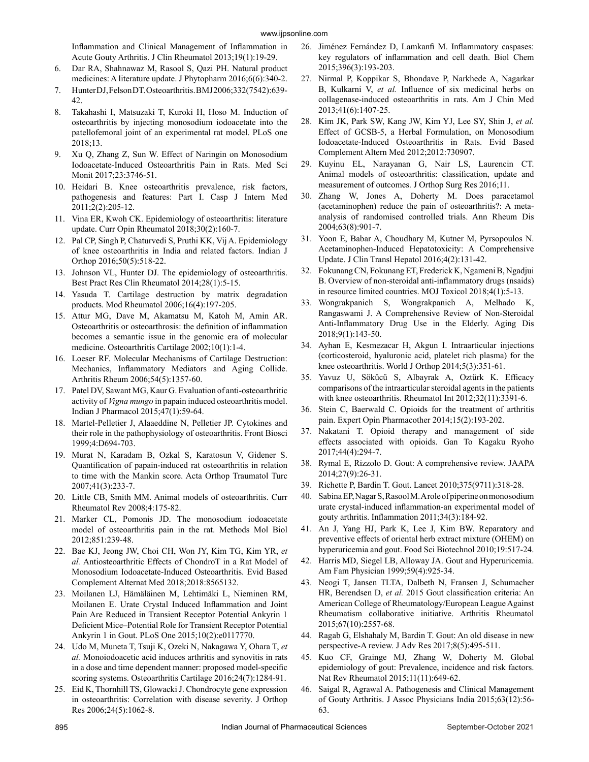Inflammation and Clinical Management of Inflammation in Acute Gouty Arthritis. J Clin Rheumatol 2013;19(1):19-29.

6. Dar RA, Shahnawaz M, Rasool S, Qazi PH. Natural product medicines: A literature update. J Phytopharm 2016;6(6):340-2.
7. Hunter DJ, Felson DT. Osteoarthritis. BMJ 2006;332(7542):639-42.
8. Takahashi I, Matsuzaki T, Kuroki H, Hoso M. Induction of osteoarthritis by injecting monosodium iodoacetate into the patellofemoral joint of an experimental rat model. PLoS one 2018;13.
9. Xu Q, Zhang Z, Sun W. Effect of Naringin on Monosodium Iodoacetate-Induced Osteoarthritis Pain in Rats. Med Sci Monit 2017;23:3746-51.
10. Heidari B. Knee osteoarthritis prevalence, risk factors, pathogenesis and features: Part I. Casp J Intern Med 2011;2(2):205-12.
11. Vina ER, Kwoh CK. Epidemiology of osteoarthritis: literature update. Curr Opin Rheumatol 2018;30(2):160-7.
12. Pal CP, Singh P, Chaturvedi S, Pruthi KK, Vij A. Epidemiology of knee osteoarthritis in India and related factors. Indian J Orthop 2016;50(5):518-22.
13. Johnson VL, Hunter DJ. The epidemiology of osteoarthritis. Best Pract Res Clin Rheumatol 2014;28(1):5-15.
14. Yasuda T. Cartilage destruction by matrix degradation products. Mod Rheumatol 2006;16(4):197-205.
15. Attur MG, Dave M, Akamatsu M, Katoh M, Amin AR. Osteoarthritis or osteoarthrosis: the definition of inflammation becomes a semantic issue in the genomic era of molecular medicine. Osteoarthritis Cartilage 2002;10(1):1-4.
16. Loeser RF. Molecular Mechanisms of Cartilage Destruction: Mechanics, Inflammatory Mediators and Aging Collide. Arthritis Rheum 2006;54(5):1357-60.
17. Patel DV, Sawant MG, Kaur G. Evaluation of anti-osteoarthritic activity of *Vigna mungo* in papain induced osteoarthritis model. Indian J Pharmacol 2015;47(1):59-64.
18. Martel-Pelletier J, Alaaeddine N, Pelletier JP. Cytokines and their role in the pathophysiology of osteoarthritis. Front Biosci 1999;4:D694-703.
19. Murat N, Karadam B, Ozkal S, Karatosun V, Gidener S. Quantification of papain-induced rat osteoarthritis in relation to time with the Mankin score. Acta Orthop Traumatol Turc 2007;41(3):233-7.
20. Little CB, Smith MM. Animal models of osteoarthritis. Curr Rheumatol Rev 2008;4:175-82.
21. Marker CL, Pomonis JD. The monosodium iodoacetate model of osteoarthritis pain in the rat. Methods Mol Biol 2012;851:239-48.
22. Bae KJ, Jeong JW, Choi CH, Won JY, Kim TG, Kim YR, *et al.* Antiosteoarthritic Effects of ChondroT in a Rat Model of Monosodium Iodoacetate-Induced Osteoarthritis. Evid Based Complement Alternat Med 2018;2018:8565132.
23. Moilanen LJ, Hämäläinen M, Lehtimäki L, Nieminen RM, Moilanen E. Urate Crystal Induced Inflammation and Joint Pain Are Reduced in Transient Receptor Potential Ankyrin 1 Deficient Mice–Potential Role for Transient Receptor Potential Ankyrin 1 in Gout. PLoS One 2015;10(2):e0117770.
24. Udo M, Muneta T, Tsuji K, Ozeki N, Nakagawa Y, Ohara T, *et al.* Monoiodoacetic acid induces arthritis and synovitis in rats in a dose and time dependent manner: proposed model-specific scoring systems. Osteoarthritis Cartilage 2016;24(7):1284-91.
25. Eid K, Thornhill TS, Glowacki J. Chondrocyte gene expression in osteoarthritis: Correlation with disease severity. J Orthop Res 2006;24(5):1062-8.
26. Jiménez Fernández D, Lamkanfi M. Inflammatory caspases: key regulators of inflammation and cell death. Biol Chem 2015;396(3):193-203.
27. Nirmal P, Koppikar S, Bhondave P, Narkhede A, Nagarkar B, Kulkarni V, *et al.* Influence of six medicinal herbs on collagenase-induced osteoarthritis in rats. Am J Chin Med 2013;41(6):1407-25.
28. Kim JK, Park SW, Kang JW, Kim YJ, Lee SY, Shin J, *et al.* Effect of GCSB-5, a Herbal Formulation, on Monosodium Iodoacetate-Induced Osteoarthritis in Rats. Evid Based Complement Altern Med 2012;2012:730907.
29. Kuyinu EL, Narayanan G, Nair LS, Laurencin CT. Animal models of osteoarthritis: classification, update and measurement of outcomes. J Orthop Surg Res 2016;11.
30. Zhang W, Jones A, Doherty M. Does paracetamol (acetaminophen) reduce the pain of osteoarthritis?: A meta-analysis of randomised controlled trials. Ann Rheum Dis 2004;63(8):901-7.
31. Yoon E, Babar A, Choudhary M, Kutner M, Pyrsopoulos N. Acetaminophen-Induced Hepatotoxicity: A Comprehensive Update. J Clin Transl Hepatol 2016;4(2):131-42.
32. Fokunang CN, Fokunang ET, Frederick K, Ngameni B, Ngadjui B. Overview of non-steroidal anti-inflammatory drugs (nsaids) in resource limited countries. MOJ Toxicol 2018;4(1):5-13.
33. Wongrakpanich S, Wongrakpanich A, Melhado K, Rangaswami J. A Comprehensive Review of Non-Steroidal Anti-Inflammatory Drug Use in the Elderly. Aging Dis 2018;9(1):143-50.
34. Ayhan E, Kesmezacar H, Akgun I. Intraarticular injections (corticosteroid, hyaluronic acid, platelet rich plasma) for the knee osteoarthritis. World J Orthop 2014;5(3):351-61.
35. Yavuz U, Sökücü S, Albayrak A, Oztürk K. Efficacy comparisons of the intraarticular steroidal agents in the patients with knee osteoarthritis. Rheumatol Int 2012;32(11):3391-6.
36. Stein C, Baerwald C. Opioids for the treatment of arthritis pain. Expert Opin Pharmacother 2014;15(2):193-202.
37. Nakatani T. Opioid therapy and management of side effects associated with opioids. Gan To Kagaku Ryoho 2017;44(4):294-7.
38. Rymal E, Rizzolo D. Gout: A comprehensive review. JAAPA 2014;27(9):26-31.
39. Richette P, Bardin T. Gout. Lancet 2010;375(9711):318-28.
40. Sabina EP, Nagar S, Rasool M. A role of piperine on monosodium urate crystal-induced inflammation-an experimental model of gouty arthritis. Inflammation 2011;34(3):184-92.
41. An J, Yang HJ, Park K, Lee J, Kim BW. Reparatory and preventive effects of oriental herb extract mixture (OHEM) on hyperuricemia and gout. Food Sci Biotechnol 2010;19:517-24.
42. Harris MD, Siegel LB, Alloway JA. Gout and Hyperuricemia. Am Fam Physician 1999;59(4):925-34.
43. Neogi T, Jansen TLTA, Dalbeth N, Fransen J, Schumacher HR, Berendsen D, *et al.* 2015 Gout classification criteria: An American College of Rheumatology/European League Against Rheumatism collaborative initiative. Arthritis Rheumatol 2015;67(10):2557-68.
44. Ragab G, Elshahaly M, Bardin T. Gout: An old disease in new perspective-A review. J Adv Res 2017;8(5):495-511.
45. Kuo CF, Grainge MJ, Zhang W, Doherty M. Global epidemiology of gout: Prevalence, incidence and risk factors. Nat Rev Rheumatol 2015;11(11):649-62.
46. Saigal R, Agrawal A. Pathogenesis and Clinical Management of Gouty Arthritis. J Assoc Physicians India 2015;63(12):56-63.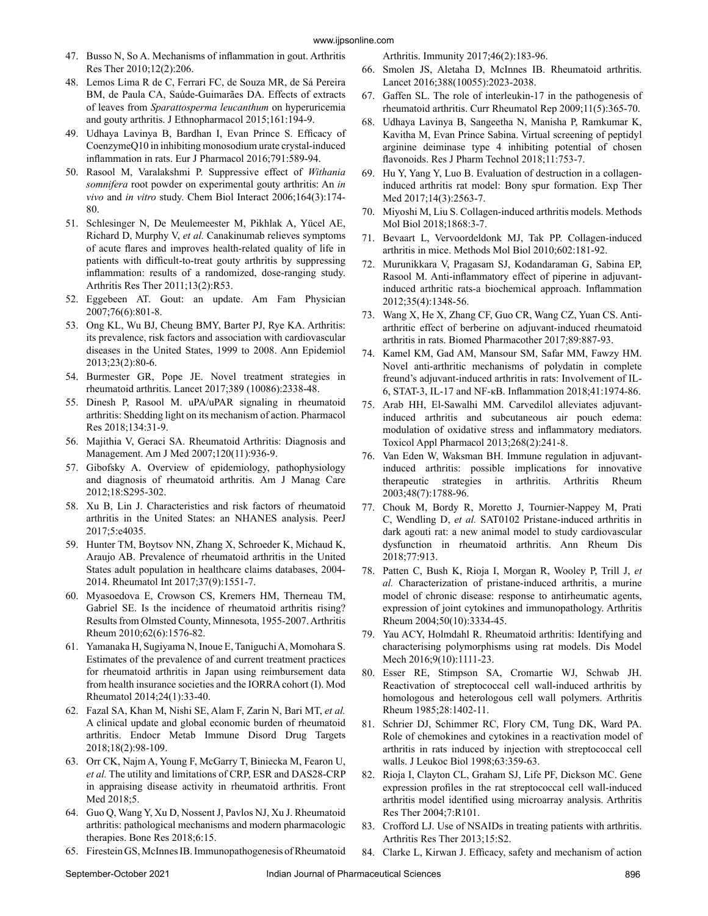47. Busso N, So A. Mechanisms of inflammation in gout. Arthritis Res Ther 2010;12(2):206.

48. Lemos Lima R de C, Ferrari FC, de Souza MR, de Sá Pereira BM, de Paula CA, Saúde-Guimarães DA. Effects of extracts of leaves from *Sparattosperma leucanthum* on hyperuricemia and gouty arthritis. J Ethnopharmacol 2015;161:194-9.

49. Udhaya Lavinya B, Bardhan I, Evan Prince S. Efficacy of CoenzymeQ10 in inhibiting monosodium urate crystal-induced inflammation in rats. Eur J Pharmacol 2016;791:589-94.

50. Rasool M, Varalakshmi P. Suppressive effect of *Withania somnifera* root powder on experimental gouty arthritis: An *in vivo* and *in vitro* study. Chem Biol Interact 2006;164(3):174-80.

51. Schlesinger N, De Meulemeester M, Pikhlak A, Yücel AE, Richard D, Murphy V, *et al.* Canakinumab relieves symptoms of acute flares and improves health-related quality of life in patients with difficult-to-treat gouty arthritis by suppressing inflammation: results of a randomized, dose-ranging study. Arthritis Res Ther 2011;13(2):R53.

52. Eggebeen AT. Gout: an update. Am Fam Physician 2007;76(6):801-8.

53. Ong KL, Wu BJ, Cheung BMY, Barter PJ, Rye KA. Arthritis: its prevalence, risk factors and association with cardiovascular diseases in the United States, 1999 to 2008. Ann Epidemiol 2013;23(2):80-6.

54. Burmester GR, Pope JE. Novel treatment strategies in rheumatoid arthritis. Lancet 2017;389 (10086):2338-48.

55. Dinesh P, Rasool M. uPA/uPAR signaling in rheumatoid arthritis: Shedding light on its mechanism of action. Pharmacol Res 2018;134:31-9.

56. Majithia V, Geraci SA. Rheumatoid Arthritis: Diagnosis and Management. Am J Med 2007;120(11):936-9.

57. Gibofsky A. Overview of epidemiology, pathophysiology and diagnosis of rheumatoid arthritis. Am J Manag Care 2012;18:S295-302.

58. Xu B, Lin J. Characteristics and risk factors of rheumatoid arthritis in the United States: an NHANES analysis. PeerJ 2017;5:e4035.

59. Hunter TM, Boytsov NN, Zhang X, Schroeder K, Michaud K, Araujo AB. Prevalence of rheumatoid arthritis in the United States adult population in healthcare claims databases, 2004-2014. Rheumatol Int 2017;37(9):1551-7.

60. Myasoedova E, Crowson CS, Kremers HM, Therneau TM, Gabriel SE. Is the incidence of rheumatoid arthritis rising? Results from Olmsted County, Minnesota, 1955-2007. Arthritis Rheum 2010;62(6):1576-82.

61. Yamanaka H, Sugiyama N, Inoue E, Taniguchi A, Momohara S. Estimates of the prevalence of and current treatment practices for rheumatoid arthritis in Japan using reimbursement data from health insurance societies and the IORRA cohort (I). Mod Rheumatol 2014;24(1):33-40.

62. Fazal SA, Khan M, Nishi SE, Alam F, Zarin N, Bari MT, *et al.* A clinical update and global economic burden of rheumatoid arthritis. Endocr Metab Immune Disord Drug Targets 2018;18(2):98-109.

63. Orr CK, Najm A, Young F, McGarry T, Biniecka M, Fearon U, *et al.* The utility and limitations of CRP, ESR and DAS28-CRP in appraising disease activity in rheumatoid arthritis. Front Med 2018;5.

64. Guo Q, Wang Y, Xu D, Nossent J, Pavlos NJ, Xu J. Rheumatoid arthritis: pathological mechanisms and modern pharmacologic therapies. Bone Res 2018;6:15.

65. Firestein GS, McInnes IB. Immunopathogenesis of Rheumatoid Arthritis. Immunity 2017;46(2):183-96.

66. Smolen JS, Aletaha D, McInnes IB. Rheumatoid arthritis. Lancet 2016;388(10055):2023-2038.

67. Gaffen SL. The role of interleukin-17 in the pathogenesis of rheumatoid arthritis. Curr Rheumatol Rep 2009;11(5):365-70.

68. Udhaya Lavinya B, Sangeetha N, Manisha P, Ramkumar K, Kavitha M, Evan Prince Sabina. Virtual screening of peptidyl arginine deiminase type 4 inhibiting potential of chosen flavonoids. Res J Pharm Technol 2018;11:753-7.

69. Hu Y, Yang Y, Luo B. Evaluation of destruction in a collagen-induced arthritis rat model: Bony spur formation. Exp Ther Med 2017;14(3):2563-7.

70. Miyoshi M, Liu S. Collagen-induced arthritis models. Methods Mol Biol 2018;1868:3-7.

71. Bevaart L, Vervoordeldonk MJ, Tak PP. Collagen-induced arthritis in mice. Methods Mol Biol 2010;602:181-92.

72. Murunikkara V, Pragasam SJ, Kodandaraman G, Sabina EP, Rasool M. Anti-inflammatory effect of piperine in adjuvant-induced arthritic rats-a biochemical approach. Inflammation 2012;35(4):1348-56.

73. Wang X, He X, Zhang CF, Guo CR, Wang CZ, Yuan CS. Anti-arthritic effect of berberine on adjuvant-induced rheumatoid arthritis in rats. Biomed Pharmacother 2017;89:887-93.

74. Kamel KM, Gad AM, Mansour SM, Safar MM, Fawzy HM. Novel anti-arthritic mechanisms of polydatin in complete freund's adjuvant-induced arthritis in rats: Involvement of IL-6, STAT-3, IL-17 and NF-κB. Inflammation 2018;41:1974-86.

75. Arab HH, El-Sawalhi MM. Carvedilol alleviates adjuvant-induced arthritis and subcutaneous air pouch edema: modulation of oxidative stress and inflammatory mediators. Toxicol Appl Pharmacol 2013;268(2):241-8.

76. Van Eden W, Waksman BH. Immune regulation in adjuvant-induced arthritis: possible implications for innovative therapeutic strategies in arthritis. Arthritis Rheum 2003;48(7):1788-96.

77. Chouk M, Bordy R, Moretto J, Tournier-Nappey M, Prati C, Wendling D, *et al.* SAT0102 Pristane-induced arthritis in dark agouti rat: a new animal model to study cardiovascular dysfunction in rheumatoid arthritis. Ann Rheum Dis 2018;77:913.

78. Patten C, Bush K, Rioja I, Morgan R, Wooley P, Trill J, *et al.* Characterization of pristane-induced arthritis, a murine model of chronic disease: response to antirheumatic agents, expression of joint cytokines and immunopathology. Arthritis Rheum 2004;50(10):3334-45.

79. Yau ACY, Holmdahl R. Rheumatoid arthritis: Identifying and characterising polymorphisms using rat models. Dis Model Mech 2016;9(10):1111-23.

80. Esser RE, Stimpson SA, Cromartie WJ, Schwab JH. Reactivation of streptococcal cell wall-induced arthritis by homologous and heterologous cell wall polymers. Arthritis Rheum 1985;28:1402-11.

81. Schrier DJ, Schimmer RC, Flory CM, Tung DK, Ward PA. Role of chemokines and cytokines in a reactivation model of arthritis in rats induced by injection with streptococcal cell walls. J Leukoc Biol 1998;63:359-63.

82. Rioja I, Clayton CL, Graham SJ, Life PF, Dickson MC. Gene expression profiles in the rat streptococcal cell wall-induced arthritis model identified using microarray analysis. Arthritis Res Ther 2004;7:R101.

83. Crofford LJ. Use of NSAIDs in treating patients with arthritis. Arthritis Res Ther 2013;15:S2.

84. Clarke L, Kirwan J. Efficacy, safety and mechanism of action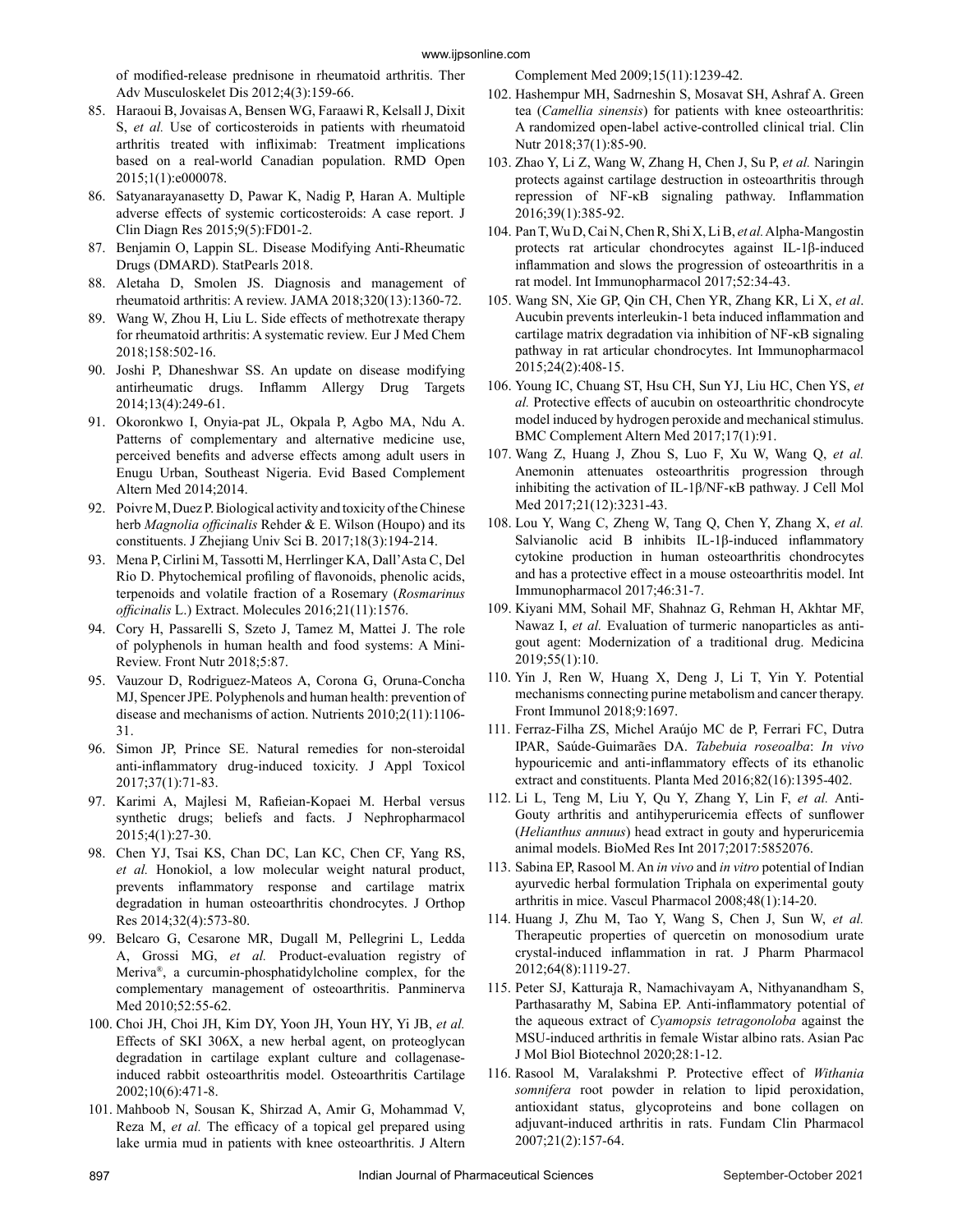of modified-release prednisone in rheumatoid arthritis. Ther Adv Musculoskelet Dis 2012;4(3):159-66.

85. Haraoui B, Jovaisas A, Bensen WG, Faraawi R, Kelsall J, Dixit S, *et al.* Use of corticosteroids in patients with rheumatoid arthritis treated with infliximab: Treatment implications based on a real-world Canadian population. RMD Open 2015;1(1):e000078.
86. Satyanarayanasetty D, Pawar K, Nadig P, Haran A. Multiple adverse effects of systemic corticosteroids: A case report. J Clin Diagn Res 2015;9(5):FD01-2.
87. Benjamin O, Lappin SL. Disease Modifying Anti-Rheumatic Drugs (DMARD). StatPearls 2018.
88. Aletaha D, Smolen JS. Diagnosis and management of rheumatoid arthritis: A review. JAMA 2018;320(13):1360-72.
89. Wang W, Zhou H, Liu L. Side effects of methotrexate therapy for rheumatoid arthritis: A systematic review. Eur J Med Chem 2018;158:502-16.
90. Joshi P, Dhaneshwar SS. An update on disease modifying antirheumatic drugs. Inflamm Allergy Drug Targets 2014;13(4):249-61.
91. Okoronkwo I, Onyia-pat JL, Okpala P, Agbo MA, Ndu A. Patterns of complementary and alternative medicine use, perceived benefits and adverse effects among adult users in Enugu Urban, Southeast Nigeria. Evid Based Complement Altern Med 2014;2014.
92. Poivre M, Duez P. Biological activity and toxicity of the Chinese herb *Magnolia officinalis* Rehder & E. Wilson (Houpo) and its constituents. J Zhejiang Univ Sci B. 2017;18(3):194-214.
93. Mena P, Cirlini M, Tassotti M, Herrlinger KA, Dall'Asta C, Del Rio D. Phytochemical profiling of flavonoids, phenolic acids, terpenoids and volatile fraction of a Rosemary (*Rosmarinus officinalis* L.) Extract. Molecules 2016;21(11):1576.
94. Cory H, Passarelli S, Szeto J, Tamez M, Mattei J. The role of polyphenols in human health and food systems: A Mini-Review. Front Nutr 2018;5:87.
95. Vauzour D, Rodriguez-Mateos A, Corona G, Oruna-Concha MJ, Spencer JPE. Polyphenols and human health: prevention of disease and mechanisms of action. Nutrients 2010;2(11):1106-31.
96. Simon JP, Prince SE. Natural remedies for non-steroidal anti-inflammatory drug-induced toxicity. J Appl Toxicol 2017;37(1):71-83.
97. Karimi A, Majlesi M, Rafieian-Kopaei M. Herbal versus synthetic drugs; beliefs and facts. J Nephropharmacol 2015;4(1):27-30.
98. Chen YJ, Tsai KS, Chan DC, Lan KC, Chen CF, Yang RS, *et al.* Honokiol, a low molecular weight natural product, prevents inflammatory response and cartilage matrix degradation in human osteoarthritis chondrocytes. J Orthop Res 2014;32(4):573-80.
99. Belcaro G, Cesarone MR, Dugall M, Pellegrini L, Ledda A, Grossi MG, *et al.* Product-evaluation registry of Meriva®, a curcumin-phosphatidylcholine complex, for the complementary management of osteoarthritis. Panminerva Med 2010;52:55-62.
100. Choi JH, Choi JH, Kim DY, Yoon JH, Youn HY, Yi JB, *et al.* Effects of SKI 306X, a new herbal agent, on proteoglycan degradation in cartilage explant culture and collagenase-induced rabbit osteoarthritis model. Osteoarthritis Cartilage 2002;10(6):471-8.
101. Mahboob N, Sousan K, Shirzad A, Amir G, Mohammad V, Reza M, *et al.* The efficacy of a topical gel prepared using lake urmia mud in patients with knee osteoarthritis. J Altern Complement Med 2009;15(11):1239-42.
102. Hashempur MH, Sadrneshin S, Mosavat SH, Ashraf A. Green tea (*Camellia sinensis*) for patients with knee osteoarthritis: A randomized open-label active-controlled clinical trial. Clin Nutr 2018;37(1):85-90.
103. Zhao Y, Li Z, Wang W, Zhang H, Chen J, Su P, *et al.* Naringin protects against cartilage destruction in osteoarthritis through repression of NF-κB signaling pathway. Inflammation 2016;39(1):385-92.
104. Pan T, Wu D, Cai N, Chen R, Shi X, Li B, *et al.* Alpha-Mangostin protects rat articular chondrocytes against IL-1β-induced inflammation and slows the progression of osteoarthritis in a rat model. Int Immunopharmacol 2017;52:34-43.
105. Wang SN, Xie GP, Qin CH, Chen YR, Zhang KR, Li X, *et al*. Aucubin prevents interleukin-1 beta induced inflammation and cartilage matrix degradation via inhibition of NF-κB signaling pathway in rat articular chondrocytes. Int Immunopharmacol 2015;24(2):408-15.
106. Young IC, Chuang ST, Hsu CH, Sun YJ, Liu HC, Chen YS, *et al.* Protective effects of aucubin on osteoarthritic chondrocyte model induced by hydrogen peroxide and mechanical stimulus. BMC Complement Altern Med 2017;17(1):91.
107. Wang Z, Huang J, Zhou S, Luo F, Xu W, Wang Q, *et al.* Anemonin attenuates osteoarthritis progression through inhibiting the activation of IL-1β/NF-κB pathway. J Cell Mol Med 2017;21(12):3231-43.
108. Lou Y, Wang C, Zheng W, Tang Q, Chen Y, Zhang X, *et al.* Salvianolic acid B inhibits IL-1β-induced inflammatory cytokine production in human osteoarthritis chondrocytes and has a protective effect in a mouse osteoarthritis model. Int Immunopharmacol 2017;46:31-7.
109. Kiyani MM, Sohail MF, Shahnaz G, Rehman H, Akhtar MF, Nawaz I, *et al.* Evaluation of turmeric nanoparticles as anti-gout agent: Modernization of a traditional drug. Medicina 2019;55(1):10.
110. Yin J, Ren W, Huang X, Deng J, Li T, Yin Y. Potential mechanisms connecting purine metabolism and cancer therapy. Front Immunol 2018;9:1697.
111. Ferraz-Filha ZS, Michel Araújo MC de P, Ferrari FC, Dutra IPAR, Saúde-Guimarães DA. *Tabebuia roseoalba*: *In vivo* hypouricemic and anti-inflammatory effects of its ethanolic extract and constituents. Planta Med 2016;82(16):1395-402.
112. Li L, Teng M, Liu Y, Qu Y, Zhang Y, Lin F, *et al.* Anti-Gouty arthritis and antihyperuricemia effects of sunflower (*Helianthus annuus*) head extract in gouty and hyperuricemia animal models. BioMed Res Int 2017;2017:5852076.
113. Sabina EP, Rasool M. An *in vivo* and *in vitro* potential of Indian ayurvedic herbal formulation Triphala on experimental gouty arthritis in mice. Vascul Pharmacol 2008;48(1):14-20.
114. Huang J, Zhu M, Tao Y, Wang S, Chen J, Sun W, *et al.* Therapeutic properties of quercetin on monosodium urate crystal-induced inflammation in rat. J Pharm Pharmacol 2012;64(8):1119-27.
115. Peter SJ, Katturaja R, Namachivayam A, Nithyanandham S, Parthasarathy M, Sabina EP. Anti-inflammatory potential of the aqueous extract of *Cyamopsis tetragonoloba* against the MSU-induced arthritis in female Wistar albino rats. Asian Pac J Mol Biol Biotechnol 2020;28:1-12.
116. Rasool M, Varalakshmi P. Protective effect of *Withania somnifera* root powder in relation to lipid peroxidation, antioxidant status, glycoproteins and bone collagen on adjuvant-induced arthritis in rats. Fundam Clin Pharmacol 2007;21(2):157-64.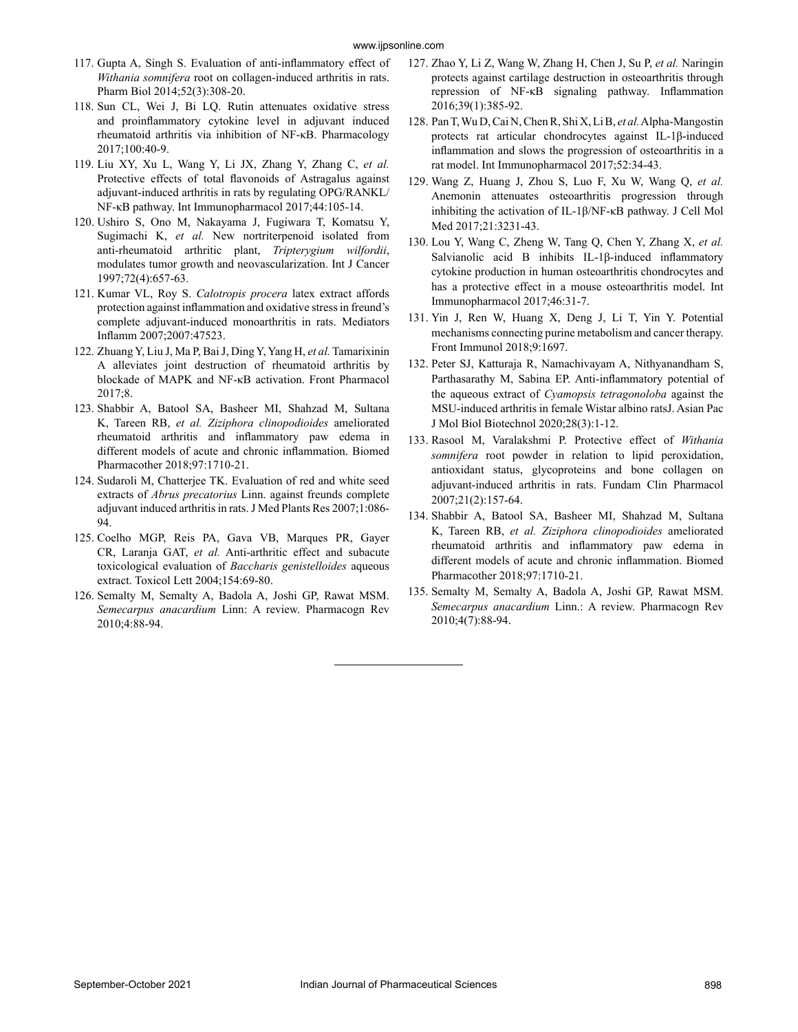117. Gupta A, Singh S. Evaluation of anti-inflammatory effect of *Withania somnifera* root on collagen-induced arthritis in rats. Pharm Biol 2014;52(3):308-20.
118. Sun CL, Wei J, Bi LQ. Rutin attenuates oxidative stress and proinflammatory cytokine level in adjuvant induced rheumatoid arthritis via inhibition of NF-κB. Pharmacology 2017;100:40-9.
119. Liu XY, Xu L, Wang Y, Li JX, Zhang Y, Zhang C, *et al.* Protective effects of total flavonoids of Astragalus against adjuvant-induced arthritis in rats by regulating OPG/RANKL/NF-κB pathway. Int Immunopharmacol 2017;44:105-14.
120. Ushiro S, Ono M, Nakayama J, Fugiwara T, Komatsu Y, Sugimachi K, *et al.* New nortriterpenoid isolated from anti-rheumatoid arthritic plant, *Tripterygium wilfordii*, modulates tumor growth and neovascularization. Int J Cancer 1997;72(4):657-63.
121. Kumar VL, Roy S. *Calotropis procera* latex extract affords protection against inflammation and oxidative stress in freund's complete adjuvant-induced monoarthritis in rats. Mediators Inflamm 2007;2007:47523.
122. Zhuang Y, Liu J, Ma P, Bai J, Ding Y, Yang H, *et al.* Tamarixinin A alleviates joint destruction of rheumatoid arthritis by blockade of MAPK and NF-κB activation. Front Pharmacol 2017;8.
123. Shabbir A, Batool SA, Basheer MI, Shahzad M, Sultana K, Tareen RB, *et al. Ziziphora clinopodioides* ameliorated rheumatoid arthritis and inflammatory paw edema in different models of acute and chronic inflammation. Biomed Pharmacother 2018;97:1710-21.
124. Sudaroli M, Chatterjee TK. Evaluation of red and white seed extracts of *Abrus precatorius* Linn. against freunds complete adjuvant induced arthritis in rats. J Med Plants Res 2007;1:086-94.
125. Coelho MGP, Reis PA, Gava VB, Marques PR, Gayer CR, Laranja GAT, *et al.* Anti-arthritic effect and subacute toxicological evaluation of *Baccharis genistelloides* aqueous extract. Toxicol Lett 2004;154:69-80.
126. Semalty M, Semalty A, Badola A, Joshi GP, Rawat MSM. *Semecarpus anacardium* Linn: A review. Pharmacogn Rev 2010;4:88-94.
127. Zhao Y, Li Z, Wang W, Zhang H, Chen J, Su P, *et al.* Naringin protects against cartilage destruction in osteoarthritis through repression of NF-κB signaling pathway. Inflammation 2016;39(1):385-92.
128. Pan T, Wu D, Cai N, Chen R, Shi X, Li B, *et al.* Alpha-Mangostin protects rat articular chondrocytes against IL-1β-induced inflammation and slows the progression of osteoarthritis in a rat model. Int Immunopharmacol 2017;52:34-43.
129. Wang Z, Huang J, Zhou S, Luo F, Xu W, Wang Q, *et al.* Anemonin attenuates osteoarthritis progression through inhibiting the activation of IL-1β/NF-κB pathway. J Cell Mol Med 2017;21:3231-43.
130. Lou Y, Wang C, Zheng W, Tang Q, Chen Y, Zhang X, *et al.* Salvianolic acid B inhibits IL-1β-induced inflammatory cytokine production in human osteoarthritis chondrocytes and has a protective effect in a mouse osteoarthritis model. Int Immunopharmacol 2017;46:31-7.
131. Yin J, Ren W, Huang X, Deng J, Li T, Yin Y. Potential mechanisms connecting purine metabolism and cancer therapy. Front Immunol 2018;9:1697.
132. Peter SJ, Katturaja R, Namachivayam A, Nithyanandham S, Parthasarathy M, Sabina EP. Anti-inflammatory potential of the aqueous extract of *Cyamopsis tetragonoloba* against the MSU-induced arthritis in female Wistar albino ratsJ. Asian Pac J Mol Biol Biotechnol 2020;28(3):1-12.
133. Rasool M, Varalakshmi P. Protective effect of *Withania somnifera* root powder in relation to lipid peroxidation, antioxidant status, glycoproteins and bone collagen on adjuvant-induced arthritis in rats. Fundam Clin Pharmacol 2007;21(2):157-64.
134. Shabbir A, Batool SA, Basheer MI, Shahzad M, Sultana K, Tareen RB, *et al. Ziziphora clinopodioides* ameliorated rheumatoid arthritis and inflammatory paw edema in different models of acute and chronic inflammation. Biomed Pharmacother 2018;97:1710-21.
135. Semalty M, Semalty A, Badola A, Joshi GP, Rawat MSM. *Semecarpus anacardium* Linn.: A review. Pharmacogn Rev 2010;4(7):88-94.